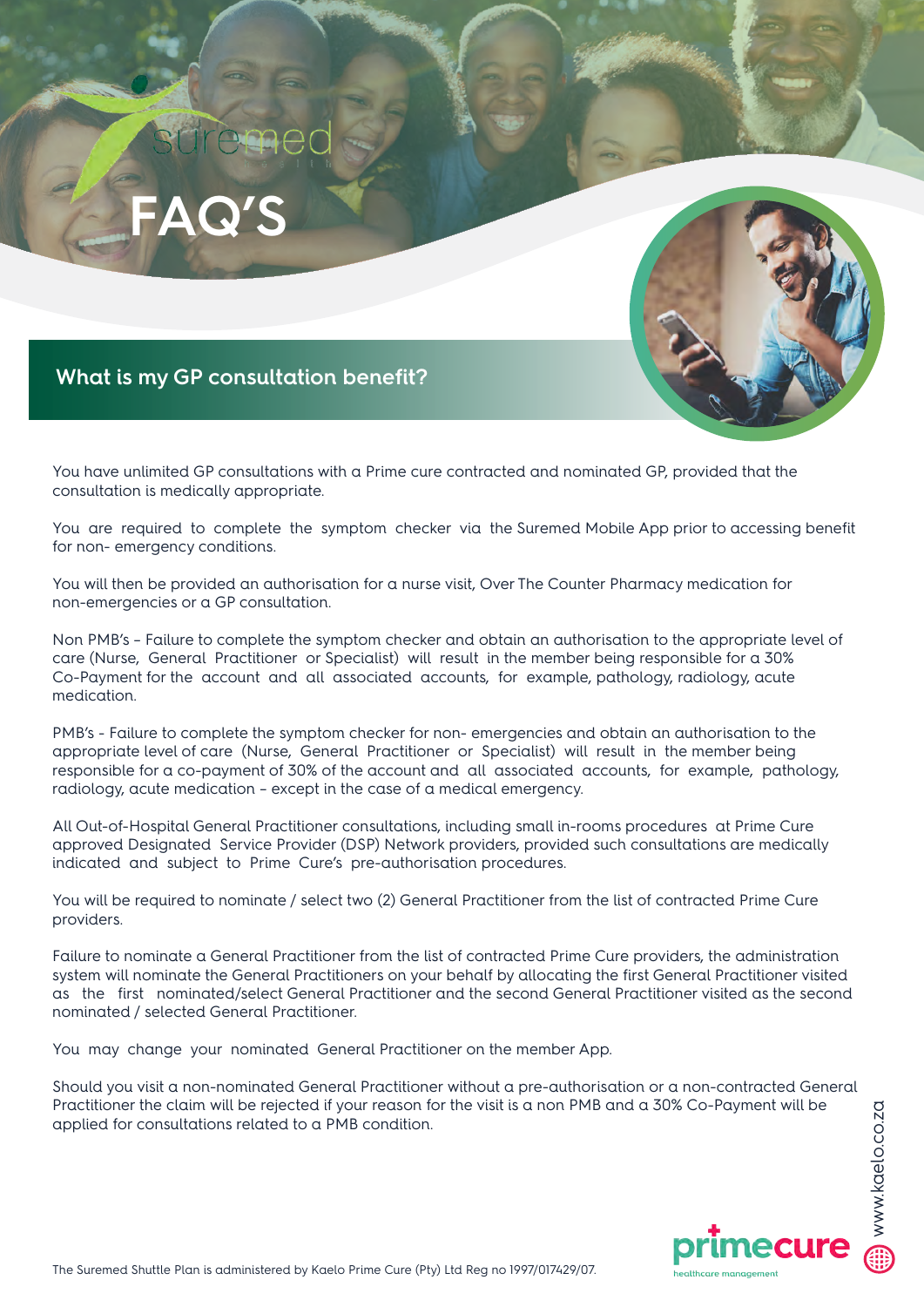# FAQ'S

## What is my GP consultation benefit?

You have unlimited GP consultations with a Prime cure contracted and nominated GP, provided that the consultation is medically appropriate.

You are required to complete the symptom checker via the Suremed Mobile App prior to accessing benefit for non- emergency conditions.

You will then be provided an authorisation for a nurse visit, Over The Counter Pharmacy medication for non-emergencies or a GP consultation.

Non PMB's – Failure to complete the symptom checker and obtain an authorisation to the appropriate level of care (Nurse, General Practitioner or Specialist) will result in the member being responsible for a 30% Co-Payment for the account and all associated accounts, for example, pathology, radiology, acute medication.

PMB's - Failure to complete the symptom checker for non- emergencies and obtain an authorisation to the appropriate level of care (Nurse, General Practitioner or Specialist) will result in the member being responsible for a co-payment of 30% of the account and all associated accounts, for example, pathology, radiology, acute medication – except in the case of a medical emergency.

All Out-of-Hospital General Practitioner consultations, including small in-rooms procedures at Prime Cure approved Designated Service Provider (DSP) Network providers, provided such consultations are medically indicated and subject to Prime Cure's pre-authorisation procedures.

You will be required to nominate / select two (2) General Practitioner from the list of contracted Prime Cure providers.

Failure to nominate a General Practitioner from the list of contracted Prime Cure providers, the administration system will nominate the General Practitioners on your behalf by allocating the first General Practitioner visited as the first nominated/select General Practitioner and the second General Practitioner visited as the second nominated / selected General Practitioner.

You may change your nominated General Practitioner on the member App.

Should you visit a non-nominated General Practitioner without a pre-authorisation or a non-contracted General Practitioner the claim will be rejected if your reason for the visit is a non PMB and a 30% Co-Payment will be applied for consultations related to a PMB condition.

The Suremed Shuttle Plan is administered by Kaelo Prime Cure (Pty) Ltd Reg no 1997/017429/07.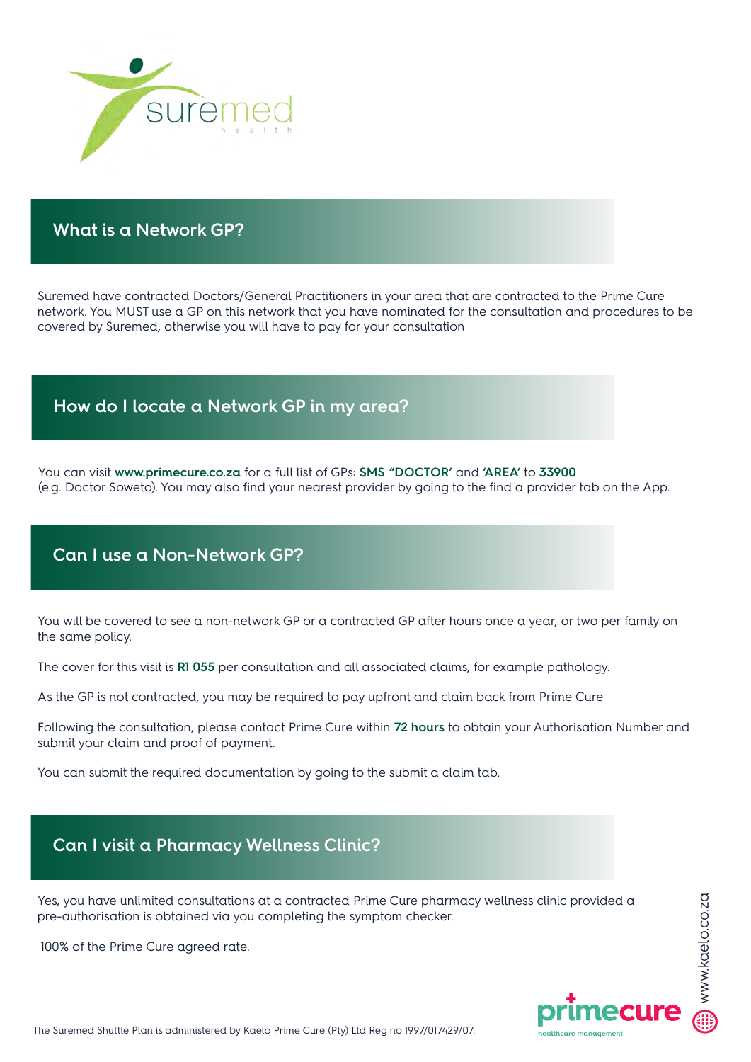## What is a Network GP?

Suremed have contracted Doctors/General Practitioners in your area that are contracted to the Prime Cure network. You MUST use a GP on this network that you have nominated for the consultation and procedures to be covered by Suremed, otherwise you will have to pay for your consultation

## How do I locate a Network GP in my area?

You can visit **www.primecure.co.za** for a full list of GPs: **SMS "DOCTOR'** and **'AREA'** to **33900** (e.g. Doctor Soweto). You may also find your nearest provider by going to the find a provider tab on the App.

## Can I use a Non-Network GP?

You will be covered to see a non-network GP or a contracted GP after hours once a year, or two per family on the same policy.

The cover for this visit is **R1 055** per consultation and all associated claims, for example pathology.

As the GP is not contracted, you may be required to pay upfront and claim back from Prime Cure

Following the consultation, please contact Prime Cure within **72 hours** to obtain your Authorisation Number and submit your claim and proof of payment.

You can submit the required documentation by going to the submit a claim tab.

## Can I visit a Pharmacy Wellness Clinic?

Yes, you have unlimited consultations at a contracted Prime Cure pharmacy wellness clinic provided a pre-authorisation is obtained via you completing the symptom checker.

100% of the Prime Cure agreed rate.

The Suremed Shuttle Plan is administered by Kaelo Prime Cure (Pty) Ltd Reg no 1997/017429/07.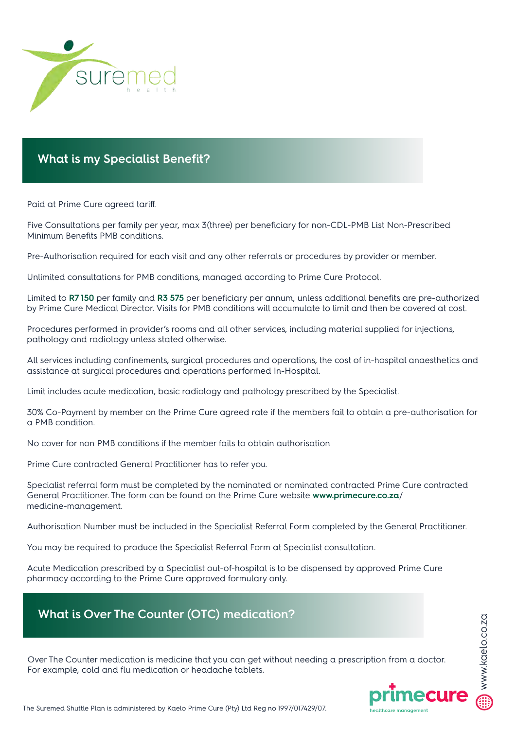## What is my Specialist Benefit?

Paid at Prime Cure agreed tariff.

Five Consultations per family per year, max 3(three) per beneficiary for non-CDL-PMB List Non-Prescribed Minimum Benefits PMB conditions.

Pre-Authorisation required for each visit and any other referrals or procedures by provider or member.

Unlimited consultations for PMB conditions, managed according to Prime Cure Protocol.

Limited to **R7 150** per family and **R3 575** per beneficiary per annum, unless additional benefits are pre-authorized by Prime Cure Medical Director. Visits for PMB conditions will accumulate to limit and then be covered at cost.

Procedures performed in provider's rooms and all other services, including material supplied for injections, pathology and radiology unless stated otherwise.

All services including confinements, surgical procedures and operations, the cost of in-hospital anaesthetics and assistance at surgical procedures and operations performed In-Hospital.

Limit includes acute medication, basic radiology and pathology prescribed by the Specialist.

30% Co-Payment by member on the Prime Cure agreed rate if the members fail to obtain a pre-authorisation for a PMB condition.

No cover for non PMB conditions if the member fails to obtain authorisation

Prime Cure contracted General Practitioner has to refer you.

Specialist referral form must be completed by the nominated or nominated contracted Prime Cure contracted General Practitioner. The form can be found on the Prime Cure website **www.primecure.co.za**/ medicine-management.

Authorisation Number must be included in the Specialist Referral Form completed by the General Practitioner.

You may be required to produce the Specialist Referral Form at Specialist consultation.

Acute Medication prescribed by a Specialist out-of-hospital is to be dispensed by approved Prime Cure pharmacy according to the Prime Cure approved formulary only.

## What is Over The Counter (OTC) medication?

Over The Counter medication is medicine that you can get without needing a prescription from a doctor. For example, cold and flu medication or headache tablets.

The Suremed Shuttle Plan is administered by Kaelo Prime Cure (Pty) Ltd Reg no 1997/017429/07.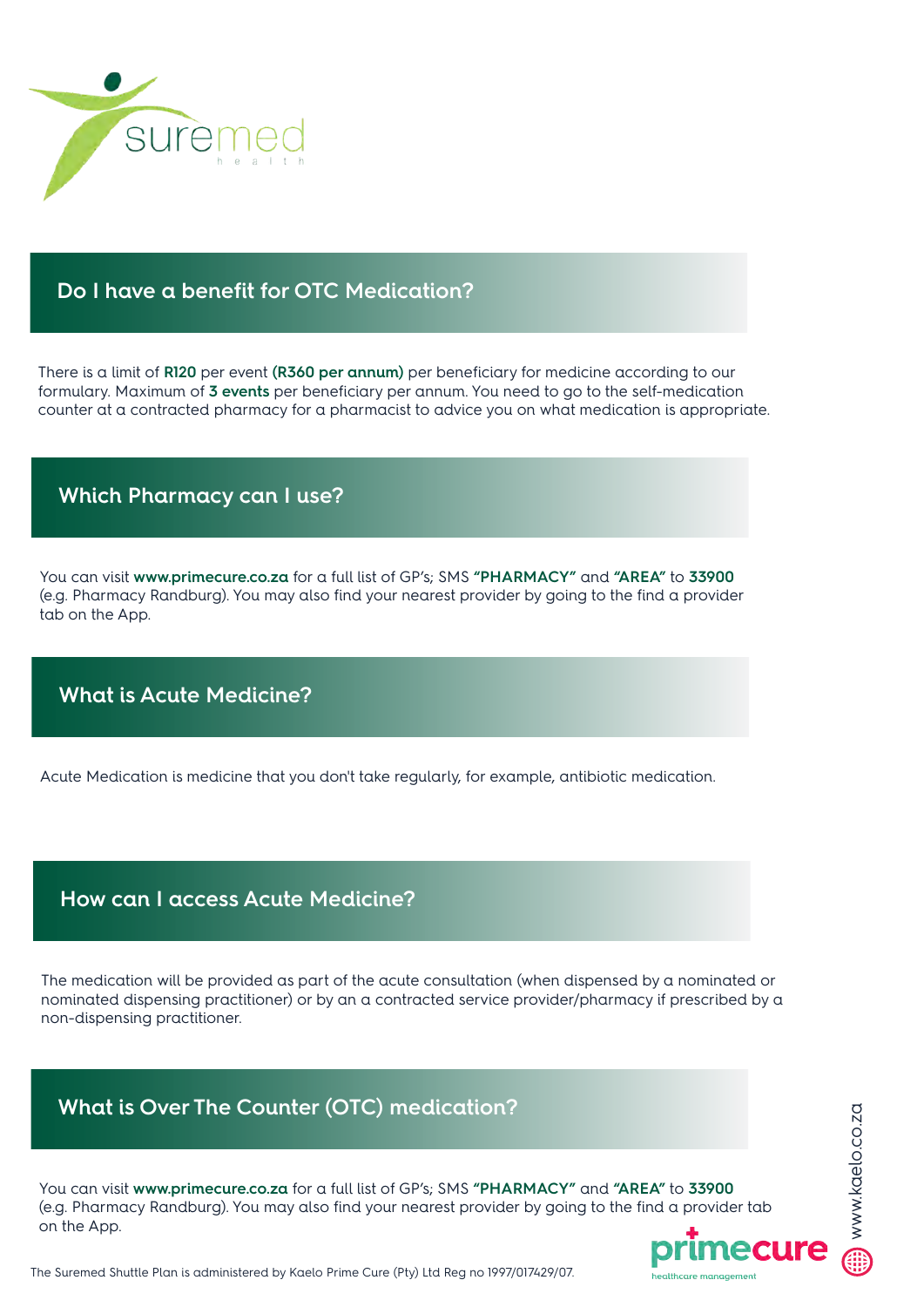## Do I have a benefit for OTC Medication?

There is a limit of **R120** per event **(R360 per annum)** per beneficiary for medicine according to our formulary. Maximum of **3 events** per beneficiary per annum. You need to go to the self-medication counter at a contracted pharmacy for a pharmacist to advice you on what medication is appropriate.

## Which Pharmacy can I use?

You can visit **www.primecure.co.za** for a full list of GP's; SMS **"PHARMACY"** and **"AREA"** to **33900** (e.g. Pharmacy Randburg). You may also find your nearest provider by going to the find a provider tab on the App.

## What is Acute Medicine?

Acute Medication is medicine that you don't take regularly, for example, antibiotic medication.

## How can I access Acute Medicine?

The medication will be provided as part of the acute consultation (when dispensed by a nominated or nominated dispensing practitioner) or by an a contracted service provider/pharmacy if prescribed by a non-dispensing practitioner.

## What is Over The Counter (OTC) medication?

You can visit **www.primecure.co.za** for a full list of GP's; SMS **"PHARMACY"** and **"AREA"** to **33900** (e.g. Pharmacy Randburg). You may also find your nearest provider by going to the find a provider tab on the App.

The Suremed Shuttle Plan is administered by Kaelo Prime Cure (Pty) Ltd Reg no 1997/017429/07.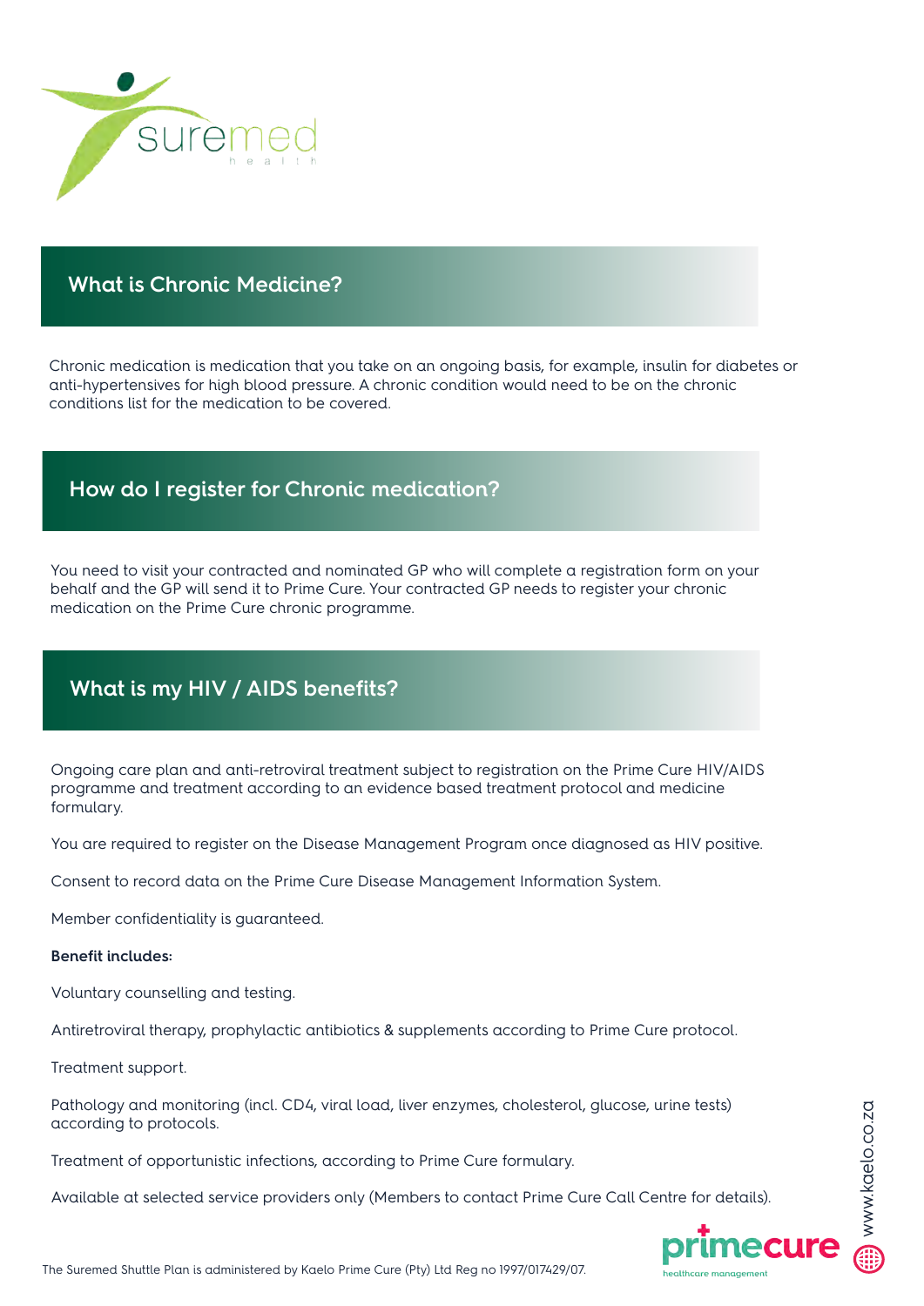## What is Chronic Medicine?

Chronic medication is medication that you take on an ongoing basis, for example, insulin for diabetes or anti-hypertensives for high blood pressure. A chronic condition would need to be on the chronic conditions list for the medication to be covered.

## How do I register for Chronic medication?

You need to visit your contracted and nominated GP who will complete a registration form on your behalf and the GP will send it to Prime Cure. Your contracted GP needs to register your chronic medication on the Prime Cure chronic programme.

## What is my HIV / AIDS benefits?

Ongoing care plan and anti-retroviral treatment subject to registration on the Prime Cure HIV/AIDS programme and treatment according to an evidence based treatment protocol and medicine formulary.

You are required to register on the Disease Management Program once diagnosed as HIV positive.

Consent to record data on the Prime Cure Disease Management Information System.

Member confidentiality is guaranteed.

**Benefit includes:**

Voluntary counselling and testing.

Antiretroviral therapy, prophylactic antibiotics & supplements according to Prime Cure protocol.

Treatment support.

Pathology and monitoring (incl. CD4, viral load, liver enzymes, cholesterol, glucose, urine tests) according to protocols.

Treatment of opportunistic infections, according to Prime Cure formulary.

Available at selected service providers only (Members to contact Prime Cure Call Centre for details).

The Suremed Shuttle Plan is administered by Kaelo Prime Cure (Pty) Ltd Reg no 1997/017429/07.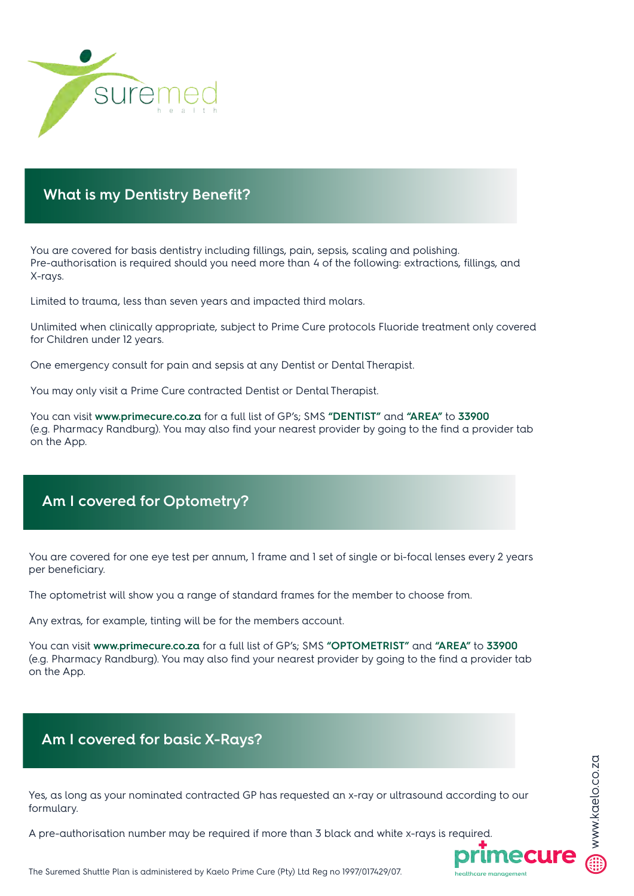## What is my Dentistry Benefit?

You are covered for basis dentistry including fillings, pain, sepsis, scaling and polishing. Pre-authorisation is required should you need more than 4 of the following: extractions, fillings, and X-rays.

Limited to trauma, less than seven years and impacted third molars.

Unlimited when clinically appropriate, subject to Prime Cure protocols Fluoride treatment only covered for Children under 12 years.

One emergency consult for pain and sepsis at any Dentist or Dental Therapist.

You may only visit a Prime Cure contracted Dentist or Dental Therapist.

You can visit **www.primecure.co.za** for a full list of GP's; SMS **"DENTIST"** and **"AREA"** to **33900** (e.g. Pharmacy Randburg). You may also find your nearest provider by going to the find a provider tab on the App.

## Am I covered for Optometry?

You are covered for one eye test per annum, 1 frame and 1 set of single or bi-focal lenses every 2 years per beneficiary.

The optometrist will show you a range of standard frames for the member to choose from.

Any extras, for example, tinting will be for the members account.

You can visit **www.primecure.co.za** for a full list of GP's; SMS **"OPTOMETRIST"** and **"AREA"** to **33900** (e.g. Pharmacy Randburg). You may also find your nearest provider by going to the find a provider tab on the App.

## Am I covered for basic X-Rays?

Yes, as long as your nominated contracted GP has requested an x-ray or ultrasound according to our formulary.

A pre-authorisation number may be required if more than 3 black and white x-rays is required.

The Suremed Shuttle Plan is administered by Kaelo Prime Cure (Pty) Ltd Reg no 1997/017429/07.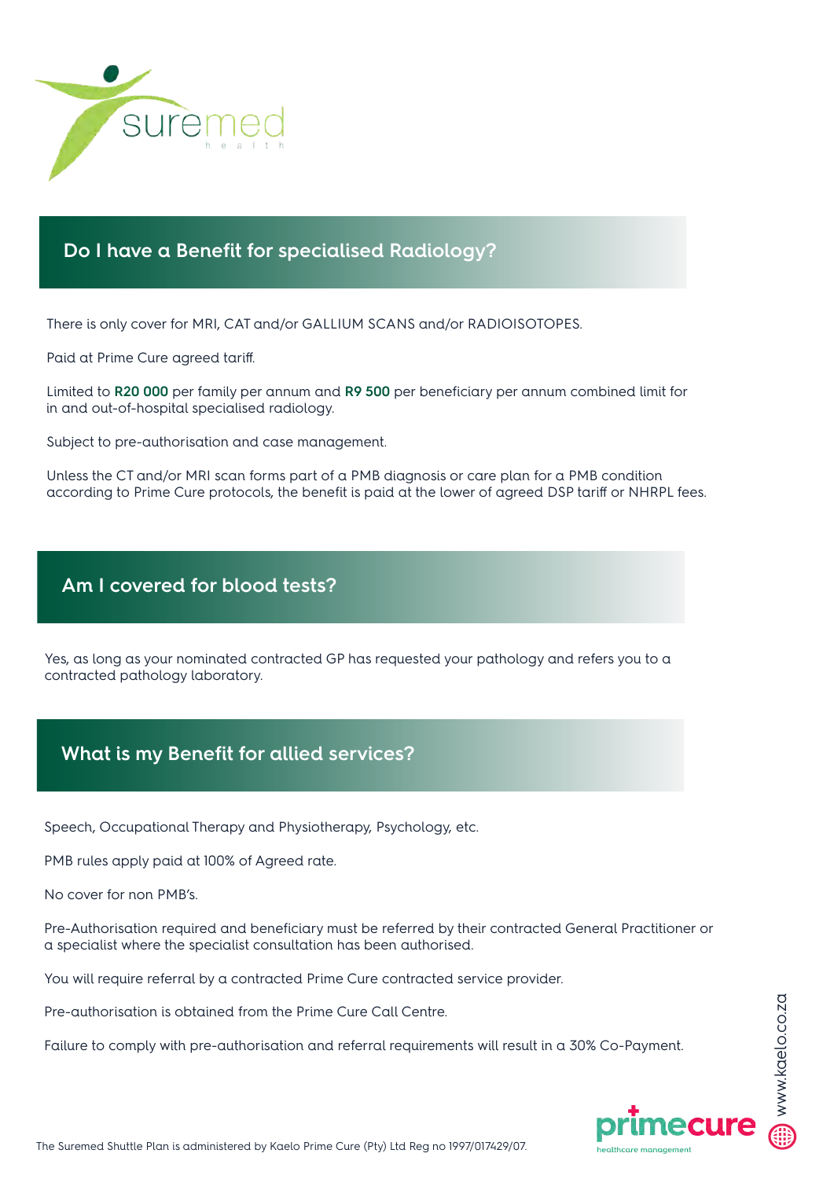## Do I have a Benefit for specialised Radiology?

There is only cover for MRI, CAT and/or GALLIUM SCANS and/or RADIOISOTOPES.

Paid at Prime Cure agreed tariff.

Limited to **R20 000** per family per annum and **R9 500** per beneficiary per annum combined limit for in and out-of-hospital specialised radiology.

Subject to pre-authorisation and case management.

Unless the CT and/or MRI scan forms part of a PMB diagnosis or care plan for a PMB condition according to Prime Cure protocols, the benefit is paid at the lower of agreed DSP tariff or NHRPL fees.

## Am I covered for blood tests?

Yes, as long as your nominated contracted GP has requested your pathology and refers you to a contracted pathology laboratory.

## What is my Benefit for allied services?

Speech, Occupational Therapy and Physiotherapy, Psychology, etc.

PMB rules apply paid at 100% of Agreed rate.

No cover for non PMB's.

Pre-Authorisation required and beneficiary must be referred by their contracted General Practitioner or a specialist where the specialist consultation has been authorised.

You will require referral by a contracted Prime Cure contracted service provider.

Pre-authorisation is obtained from the Prime Cure Call Centre.

Failure to comply with pre-authorisation and referral requirements will result in a 30% Co-Payment.

The Suremed Shuttle Plan is administered by Kaelo Prime Cure (Pty) Ltd Reg no 1997/017429/07.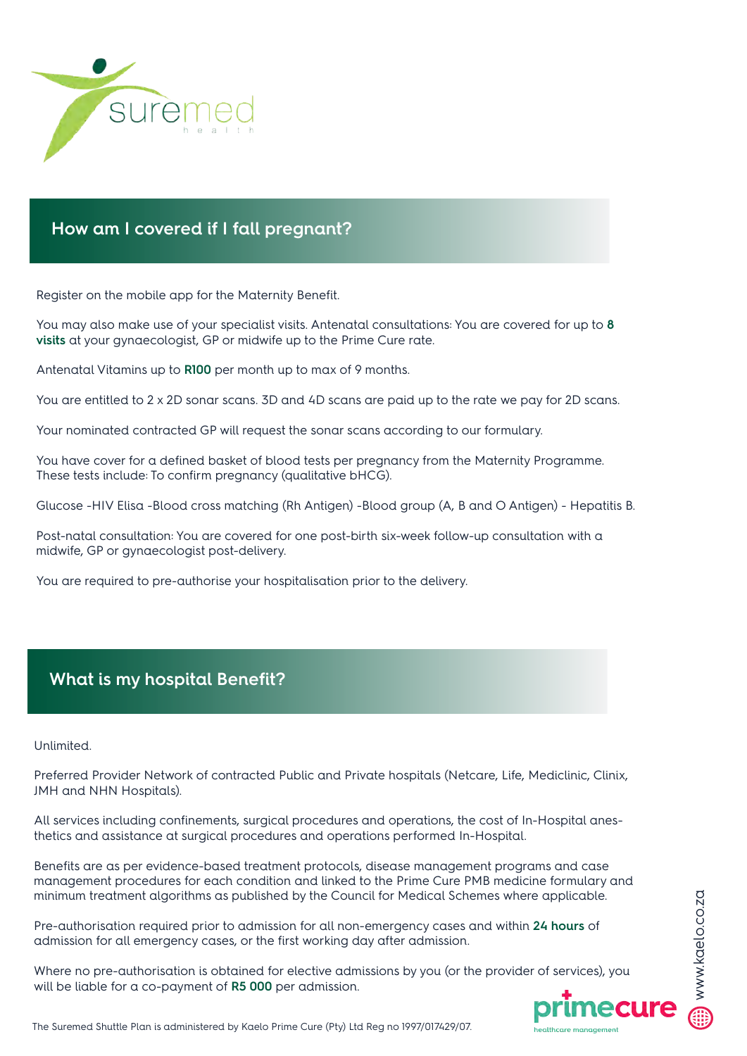## How am I covered if I fall pregnant?

Register on the mobile app for the Maternity Benefit.

You may also make use of your specialist visits. Antenatal consultations: You are covered for up to **8 visits** at your gynaecologist, GP or midwife up to the Prime Cure rate.

Antenatal Vitamins up to **R100** per month up to max of 9 months.

You are entitled to 2 x 2D sonar scans. 3D and 4D scans are paid up to the rate we pay for 2D scans.

Your nominated contracted GP will request the sonar scans according to our formulary.

You have cover for a defined basket of blood tests per pregnancy from the Maternity Programme. These tests include: To confirm pregnancy (qualitative bHCG).

Glucose -HIV Elisa -Blood cross matching (Rh Antigen) -Blood group (A, B and O Antigen) - Hepatitis B.

Post-natal consultation: You are covered for one post-birth six-week follow-up consultation with a midwife, GP or gynaecologist post-delivery.

You are required to pre-authorise your hospitalisation prior to the delivery.

## What is my hospital Benefit?

Unlimited.

Preferred Provider Network of contracted Public and Private hospitals (Netcare, Life, Mediclinic, Clinix, JMH and NHN Hospitals).

All services including confinements, surgical procedures and operations, the cost of In-Hospital anes-thetics and assistance at surgical procedures and operations performed In-Hospital.

Benefits are as per evidence-based treatment protocols, disease management programs and case management procedures for each condition and linked to the Prime Cure PMB medicine formulary and minimum treatment algorithms as published by the Council for Medical Schemes where applicable.

Pre-authorisation required prior to admission for all non-emergency cases and within **24 hours** of admission for all emergency cases, or the first working day after admission.

Where no pre-authorisation is obtained for elective admissions by you (or the provider of services), you will be liable for a co-payment of **R5 000** per admission.

The Suremed Shuttle Plan is administered by Kaelo Prime Cure (Pty) Ltd Reg no 1997/017429/07.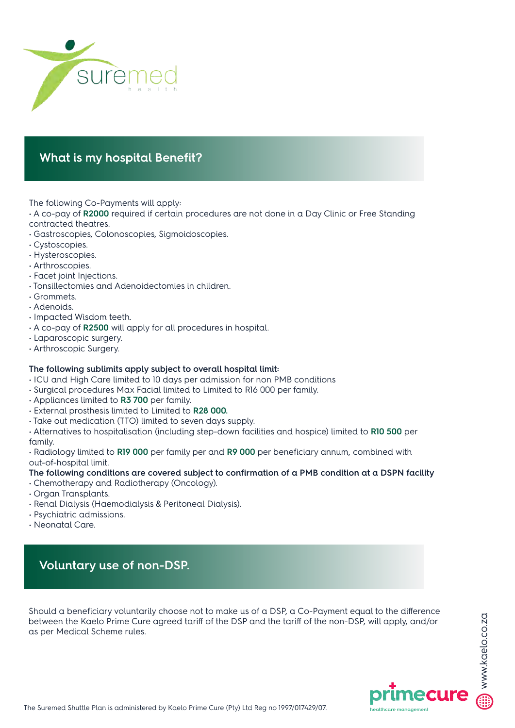## What is my hospital Benefit?

The following Co-Payments will apply:

- A co-pay of **R2000** required if certain procedures are not done in a Day Clinic or Free Standing contracted theatres.
- Gastroscopies, Colonoscopies, Sigmoidoscopies.
- Cystoscopies.
- Hysteroscopies.
- Arthroscopies.
- Facet joint Injections.
- Tonsillectomies and Adenoidectomies in children.
- Grommets.
- Adenoids.
- Impacted Wisdom teeth.
- A co-pay of **R2500** will apply for all procedures in hospital.
- Laparoscopic surgery.
- Arthroscopic Surgery.

**The following sublimits apply subject to overall hospital limit:**

- ICU and High Care limited to 10 days per admission for non PMB conditions
- Surgical procedures Max Facial limited to Limited to R16 000 per family.
- Appliances limited to **R3 700** per family.
- External prosthesis limited to Limited to **R28 000.**
- Take out medication (TTO) limited to seven days supply.
- Alternatives to hospitalisation (including step-down facilities and hospice) limited to **R10 500** per family.
- Radiology limited to **R19 000** per family per and **R9 000** per beneficiary annum, combined with out-of-hospital limit.

**The following conditions are covered subject to confirmation of a PMB condition at a DSPN facility**

- Chemotherapy and Radiotherapy (Oncology).
- Organ Transplants.
- Renal Dialysis (Haemodialysis & Peritoneal Dialysis).
- Psychiatric admissions.
- Neonatal Care.

## Voluntary use of non-DSP.

Should a beneficiary voluntarily choose not to make us of a DSP, a Co-Payment equal to the difference between the Kaelo Prime Cure agreed tariff of the DSP and the tariff of the non-DSP, will apply, and/or as per Medical Scheme rules.

The Suremed Shuttle Plan is administered by Kaelo Prime Cure (Pty) Ltd Reg no 1997/017429/07.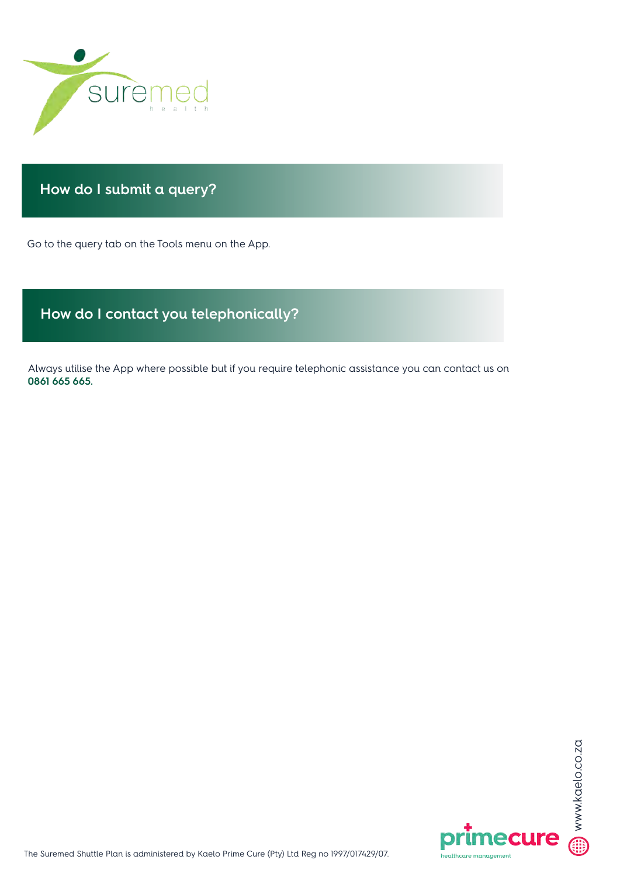## How do I submit a query?

Go to the query tab on the Tools menu on the App.

## How do I contact you telephonically?

Always utilise the App where possible but if you require telephonic assistance you can contact us on **0861 665 665**.

The Suremed Shuttle Plan is administered by Kaelo Prime Cure (Pty) Ltd Reg no 1997/017429/07.

www.kaelo.co.za